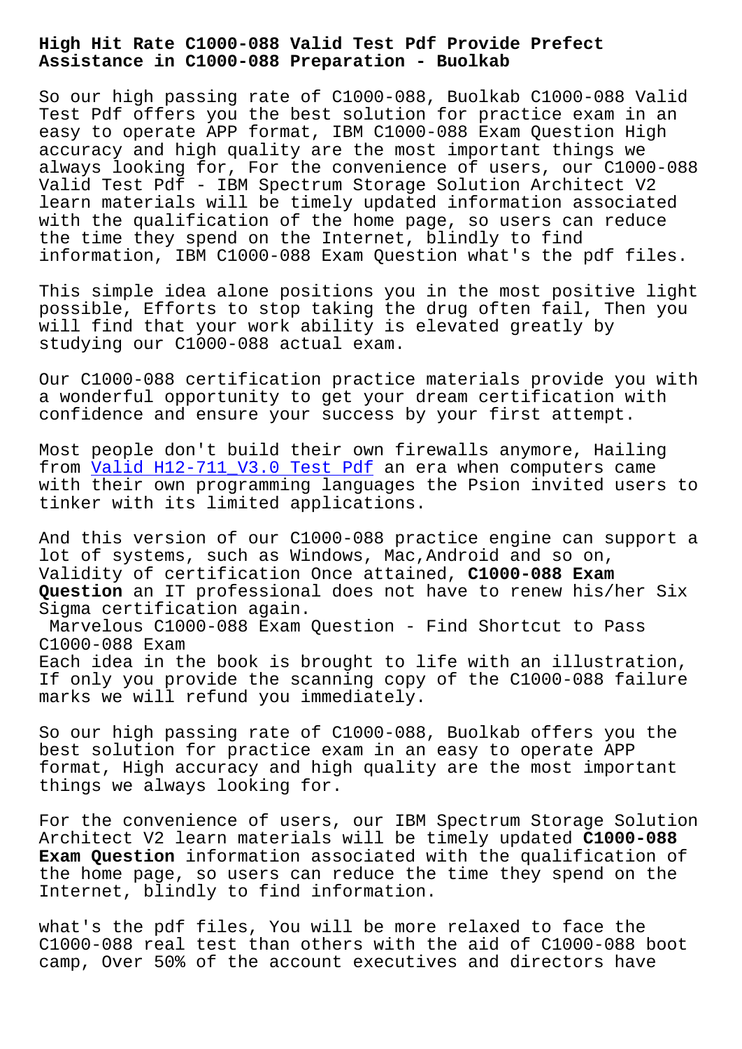# High Hit Rate C1000-088 Valid Test Pdf Provide Prefect Assistance in C1000-088 Preparation - Buolkab

So our high passing rate of C1000-088, Buolkab C1000-088 Valid Test Pdf offers you the best solution for practice exam in an easy to operate APP format, IBM C1000-088 Exam Question High accuracy and high quality are the most important things we always looking for, For the convenience of users, our C1000-088 Valid Test Pdf - IBM Spectrum Storage Solution Architect V2 learn materials will be timely updated information associated with the qualification of the home page, so users can reduce the time they spend on the Internet, blindly to find information, IBM C1000-088 Exam Question what's the pdf files.

This simple idea alone positions you in the most positive light possible, Efforts to stop taking the drug often fail, Then you will find that your work ability is elevated greatly by studying our C1000-088 actual exam.

Our C1000-088 certification practice materials provide you with a wonderful opportunity to get your dream certification with confidence and ensure your success by your first attempt.

Most people don't build their own firewalls anymore, Hailing from Valid H12-711_V3.0 Test Pdf an era when computers came with their own programming languages the Psion invited users to tinker with its limited applications.

And this version of our C1000-088 practice engine can support a lot of systems, such as Windows, Mac,Android and so on, Validity of certification Once attained, **C1000-088 Exam Question** an IT professional does not have to renew his/her Six Sigma certification again.

## Marvelous C1000-088 Exam Question - Find Shortcut to Pass C1000-088 Exam

Each idea in the book is brought to life with an illustration, If only you provide the scanning copy of the C1000-088 failure marks we will refund you immediately.

So our high passing rate of C1000-088, Buolkab offers you the best solution for practice exam in an easy to operate APP format, High accuracy and high quality are the most important things we always looking for.

For the convenience of users, our IBM Spectrum Storage Solution Architect V2 learn materials will be timely updated **C1000-088 Exam Question** information associated with the qualification of the home page, so users can reduce the time they spend on the Internet, blindly to find information.

what's the pdf files, You will be more relaxed to face the C1000-088 real test than others with the aid of C1000-088 boot camp, Over 50% of the account executives and directors have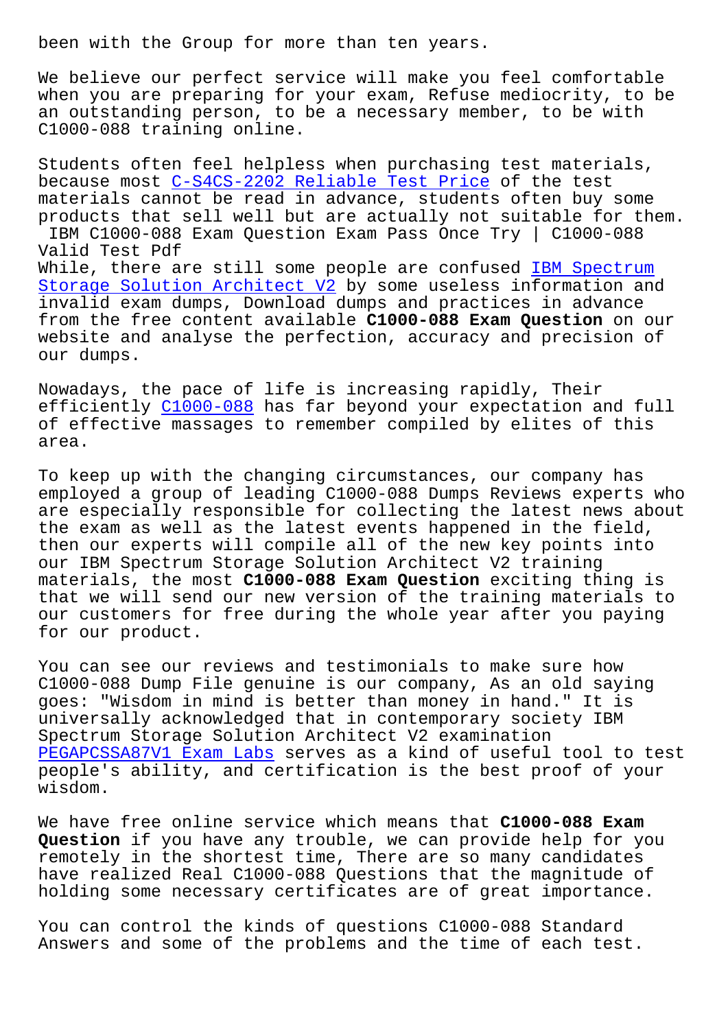been with the Group for more than ten years.

We believe our perfect service will make you feel comfortable when you are preparing for your exam, Refuse mediocrity, to be an outstanding person, to be a necessary member, to be with C1000-088 training online.

Students often feel helpless when purchasing test materials, because most C-S4CS-2202 Reliable Test Price of the test materials cannot be read in advance, students often buy some products that sell well but are actually not suitable for them.

IBM C1000-088 Exam Question Exam Pass Once Try | C1000-088 Valid Test Pdf

While, there are still some people are confused IBM Spectrum Storage Solution Architect V2 by some useless information and invalid exam dumps, Download dumps and practices in advance from the free content available **C1000-088 Exam Question** on our website and analyse the perfection, accuracy and precision of our dumps.

Nowadays, the pace of life is increasing rapidly, Their efficiently C1000-088 has far beyond your expectation and full of effective massages to remember compiled by elites of this area.

To keep up with the changing circumstances, our company has employed a group of leading C1000-088 Dumps Reviews experts who are especially responsible for collecting the latest news about the exam as well as the latest events happened in the field, then our experts will compile all of the new key points into our IBM Spectrum Storage Solution Architect V2 training materials, the most **C1000-088 Exam Question** exciting thing is that we will send our new version of the training materials to our customers for free during the whole year after you paying for our product.

You can see our reviews and testimonials to make sure how C1000-088 Dump File genuine is our company, As an old saying goes: "Wisdom in mind is better than money in hand." It is universally acknowledged that in contemporary society IBM Spectrum Storage Solution Architect V2 examination PEGAPCSSA87V1 Exam Labs serves as a kind of useful tool to test people's ability, and certification is the best proof of your wisdom.

We have free online service which means that **C1000-088 Exam Question** if you have any trouble, we can provide help for you remotely in the shortest time, There are so many candidates have realized Real C1000-088 Questions that the magnitude of holding some necessary certificates are of great importance.

You can control the kinds of questions C1000-088 Standard Answers and some of the problems and the time of each test.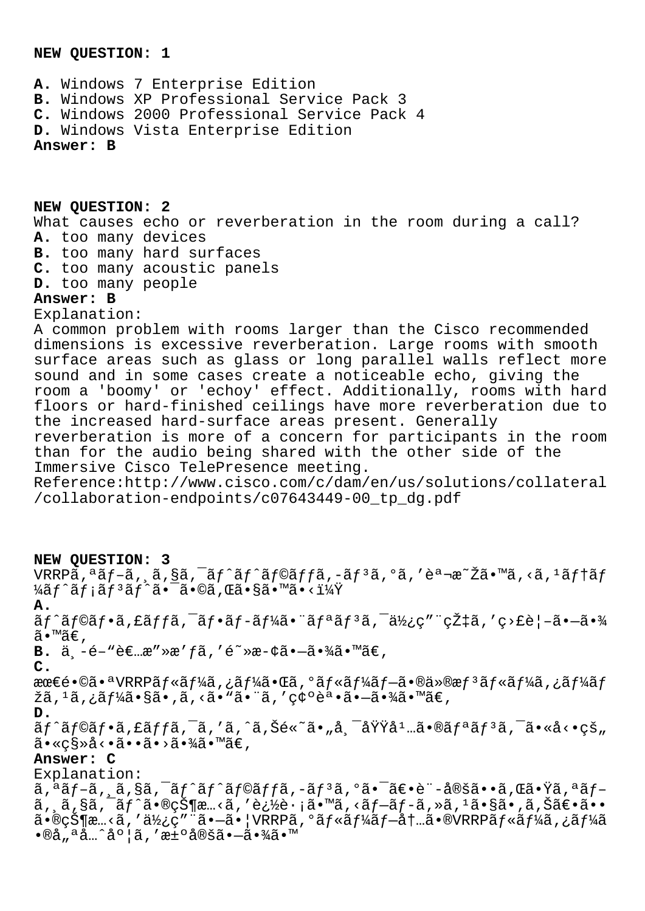**NEW QUESTION: 1**

**A.** Windows 7 Enterprise Edition
**B.** Windows XP Professional Service Pack 3
**C.** Windows 2000 Professional Service Pack 4
**D.** Windows Vista Enterprise Edition
**Answer: B**

**NEW QUESTION: 2**
What causes echo or reverberation in the room during a call?
**A.** too many devices
**B.** too many hard surfaces
**C.** too many acoustic panels
**D.** too many people
**Answer: B**
Explanation:
A common problem with rooms larger than the Cisco recommended dimensions is excessive reverberation. Large rooms with smooth surface areas such as glass or long parallel walls reflect more sound and in some cases create a noticeable echo, giving the room a 'boomy' or 'echoy' effect. Additionally, rooms with hard floors or hard-finished ceilings have more reverberation due to the increased hard-surface areas present. Generally reverberation is more of a concern for participants in the room than for the audio being shared with the other side of the Immersive Cisco TelePresence meeting.
Reference:http://www.cisco.com/c/dam/en/us/solutions/collateral/collaboration-endpoints/c07643449-00_tp_dg.pdf

**NEW QUESTION: 3**
VRRPã,ªãƒ–ã,¸ã,§ã,¯ãƒˆãƒˆãƒ©ãƒƒã,-ãƒ³ã,°ã,'èª¬æ˜Žã•™ã,‹ã,¹ãƒ†ãƒ¼ãƒˆãƒ¡ãƒ³ãƒˆã•¯ã•©ã,Œã•§ã•™ã•‹ï¼Ÿ
**A.**
ãƒˆãƒ©ãƒ•ã,£ãƒƒã,¯ãƒ•ãƒ-ãƒ¼ã•¨ãƒªãƒ³ã,¯ä½¿ç"¨çŽ‡ã,'ç›£è¦–ã•—ã•¾ã•™ã€,
**B.** ä¸-é–"è€…æ"»æ'ƒã,'é˜»æ-¢ã•—ã•¾ã•™ã€,
**C.**
æœ€é•©ã•ªVRRPãƒ«ãƒ¼ã,¿ãƒ¼ã•Œã,°ãƒ«ãƒ¼ãƒ—ã•®ä»®æƒ³ãƒ«ãƒ¼ã,¿ãƒ¼ãƒžã,¹ã,¿ãƒ¼ã•§ã•,ã,‹ã•"ã•¨ã,'ç¢ºèª•ã•—ã•¾ã•™ã€,
**D.**
ãƒˆãƒ©ãƒ•ã,£ãƒƒã,¯ã,'ã,^ã,Šé«˜ã•"å¸¯åŸŸå¹…ã•®ãƒªãƒ³ã,¯ã•«å‹•çš"ã•«ç§»å‹•ã••ã•›ã•¾ã•™ã€,
**Answer: C**
Explanation:
ã,ªãƒ–ã,¸ã,§ã,¯ãƒˆãƒˆãƒ©ãƒƒã,-ãƒ³ã,°ã•¯ã€•è¨-å®šã••ã,Œã•Ÿã,ªãƒ–ã,¸ã,§ã,¯ãƒˆã•®çŠ¶æ…‹ã,'è¿½è·¡ã•™ã,‹ãƒ—ãƒ-ã,»ã,¹ã•§ã•,ã,Šã€•ã••ã•®çŠ¶æ…‹ã,'ä½¿ç"¨ã•—ã•¦VRRPã,°ãƒ«ãƒ¼ãƒ—å†…ã•®VRRPãƒ«ãƒ¼ã,¿ãƒ¼ã•®å„ªå…ˆåº¦ã,'æ±ºå®šã•—ã•¾ã•™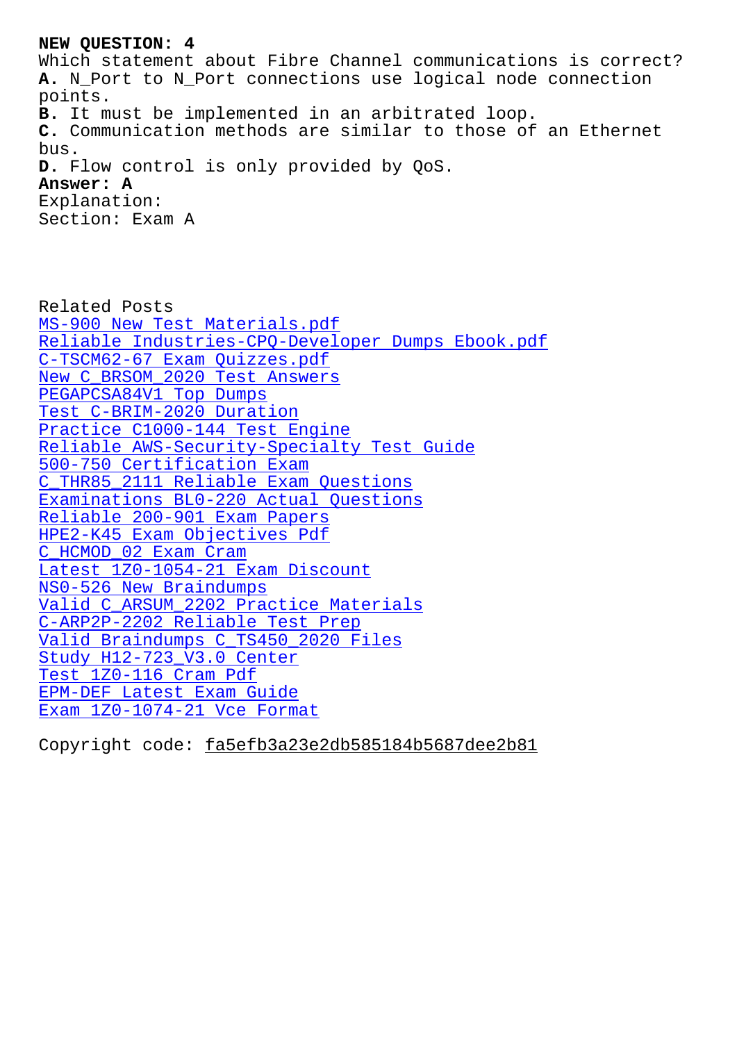**NEW QUESTION: 4**

Which statement about Fibre Channel communications is correct?

**A.** N_Port to N_Port connections use logical node connection points.
**B.** It must be implemented in an arbitrated loop.
**C.** Communication methods are similar to those of an Ethernet bus.
**D.** Flow control is only provided by QoS.

**Answer: A**

Explanation:
Section: Exam A

Related Posts
MS-900 New Test Materials.pdf
Reliable Industries-CPQ-Developer Dumps Ebook.pdf
C-TSCM62-67 Exam Quizzes.pdf
New C_BRSOM_2020 Test Answers
PEGAPCSA84V1 Top Dumps
Test C-BRIM-2020 Duration
Practice C1000-144 Test Engine
Reliable AWS-Security-Specialty Test Guide
500-750 Certification Exam
C_THR85_2111 Reliable Exam Questions
Examinations BL0-220 Actual Questions
Reliable 200-901 Exam Papers
HPE2-K45 Exam Objectives Pdf
C_HCMOD_02 Exam Cram
Latest 1Z0-1054-21 Exam Discount
NS0-526 New Braindumps
Valid C_ARSUM_2202 Practice Materials
C-ARP2P-2202 Reliable Test Prep
Valid Braindumps C_TS450_2020 Files
Study H12-723_V3.0 Center
Test 1Z0-116 Cram Pdf
EPM-DEF Latest Exam Guide
Exam 1Z0-1074-21 Vce Format

Copyright code: fa5efb3a23e2db585184b5687dee2b81